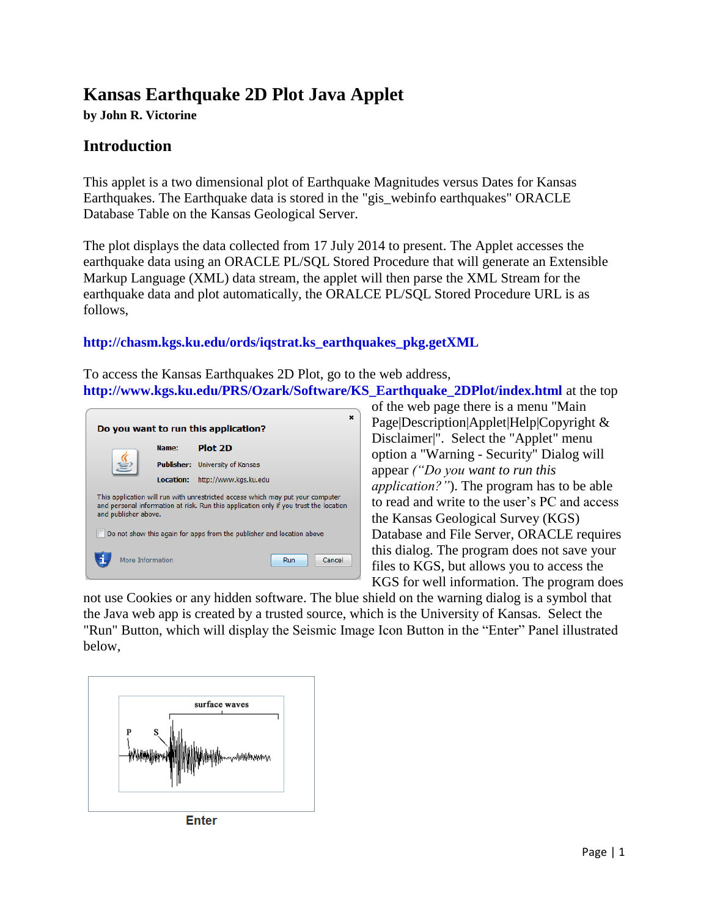# Kansas Earthquake 2D Plot Java Applet

**by John R. Victorine**

## Introduction

This applet is a two dimensional plot of Earthquake Magnitudes versus Dates for Kansas Earthquakes. The Earthquake data is stored in the "gis_webinfo earthquakes" ORACLE Database Table on the Kansas Geological Server.

The plot displays the data collected from 17 July 2014 to present. The Applet accesses the earthquake data using an ORACLE PL/SQL Stored Procedure that will generate an Extensible Markup Language (XML) data stream, the applet will then parse the XML Stream for the earthquake data and plot automatically, the ORALCE PL/SQL Stored Procedure URL is as follows,

**http://chasm.kgs.ku.edu/ords/iqstrat.ks_earthquakes_pkg.getXML**

To access the Kansas Earthquakes 2D Plot, go to the web address, **http://www.kgs.ku.edu/PRS/Ozark/Software/KS_Earthquake_2DPlot/index.html** at the top of the web page there is a menu "Main Page|Description|Applet|Help|Copyright & Disclaimer|". Select the "Applet" menu option a "Warning - Security" Dialog will appear *("Do you want to run this application?")*. The program has to be able to read and write to the user's PC and access the Kansas Geological Survey (KGS) Database and File Server, ORACLE requires this dialog. The program does not save your files to KGS, but allows you to access the KGS for well information. The program does not use Cookies or any hidden software. The blue shield on the warning dialog is a symbol that the Java web app is created by a trusted source, which is the University of Kansas. Select the "Run" Button, which will display the Seismic Image Icon Button in the "Enter" Panel illustrated below,

Enter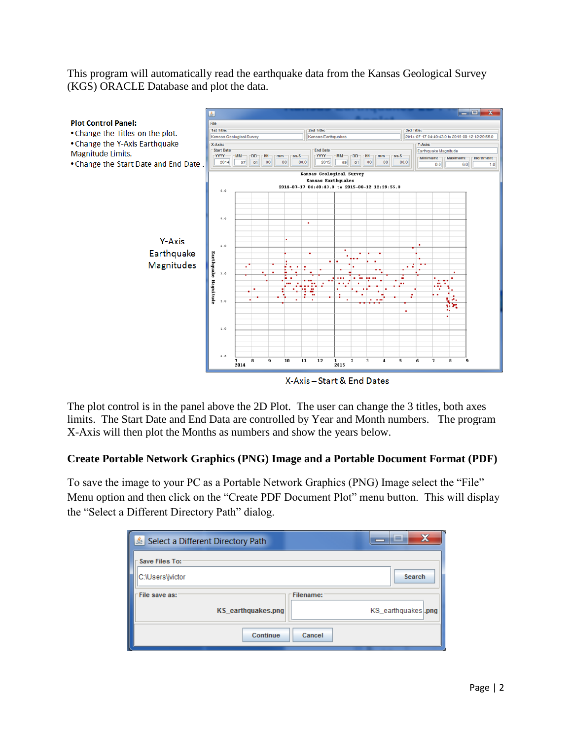This program will automatically read the earthquake data from the Kansas Geological Survey (KGS) ORACLE Database and plot the data.

**Plot Control Panel:**

- Change the Titles on the plot.
- Change the Y-Axis Earthquake Magnitude Limits.
- Change the Start Date and End Date.

Y-Axis Earthquake Magnitudes

X-Axis – Start & End Dates

The plot control is in the panel above the 2D Plot. The user can change the 3 titles, both axes limits. The Start Date and End Data are controlled by Year and Month numbers. The program X-Axis will then plot the Months as numbers and show the years below.

### Create Portable Network Graphics (PNG) Image and a Portable Document Format (PDF)

To save the image to your PC as a Portable Network Graphics (PNG) Image select the "File" Menu option and then click on the "Create PDF Document Plot" menu button. This will display the "Select a Different Directory Path" dialog.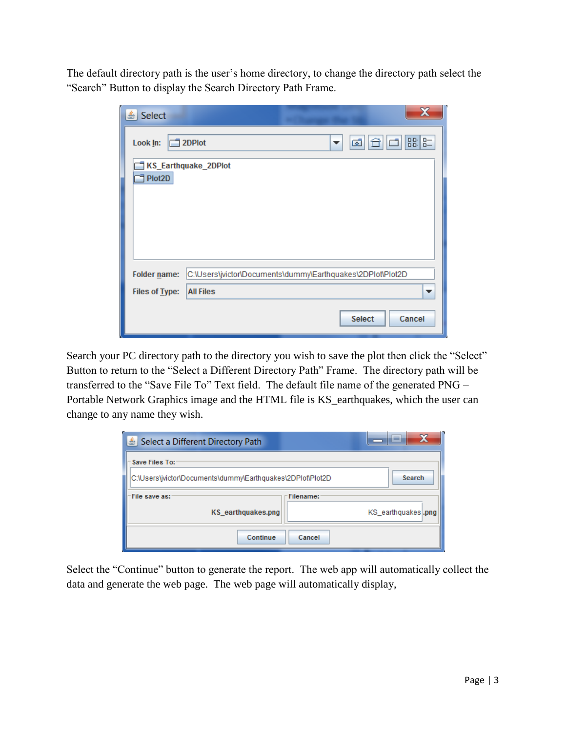The default directory path is the user's home directory, to change the directory path select the "Search" Button to display the Search Directory Path Frame.

Search your PC directory path to the directory you wish to save the plot then click the "Select" Button to return to the "Select a Different Directory Path" Frame. The directory path will be transferred to the "Save File To" Text field. The default file name of the generated PNG – Portable Network Graphics image and the HTML file is KS_earthquakes, which the user can change to any name they wish.

Select the "Continue" button to generate the report. The web app will automatically collect the data and generate the web page. The web page will automatically display,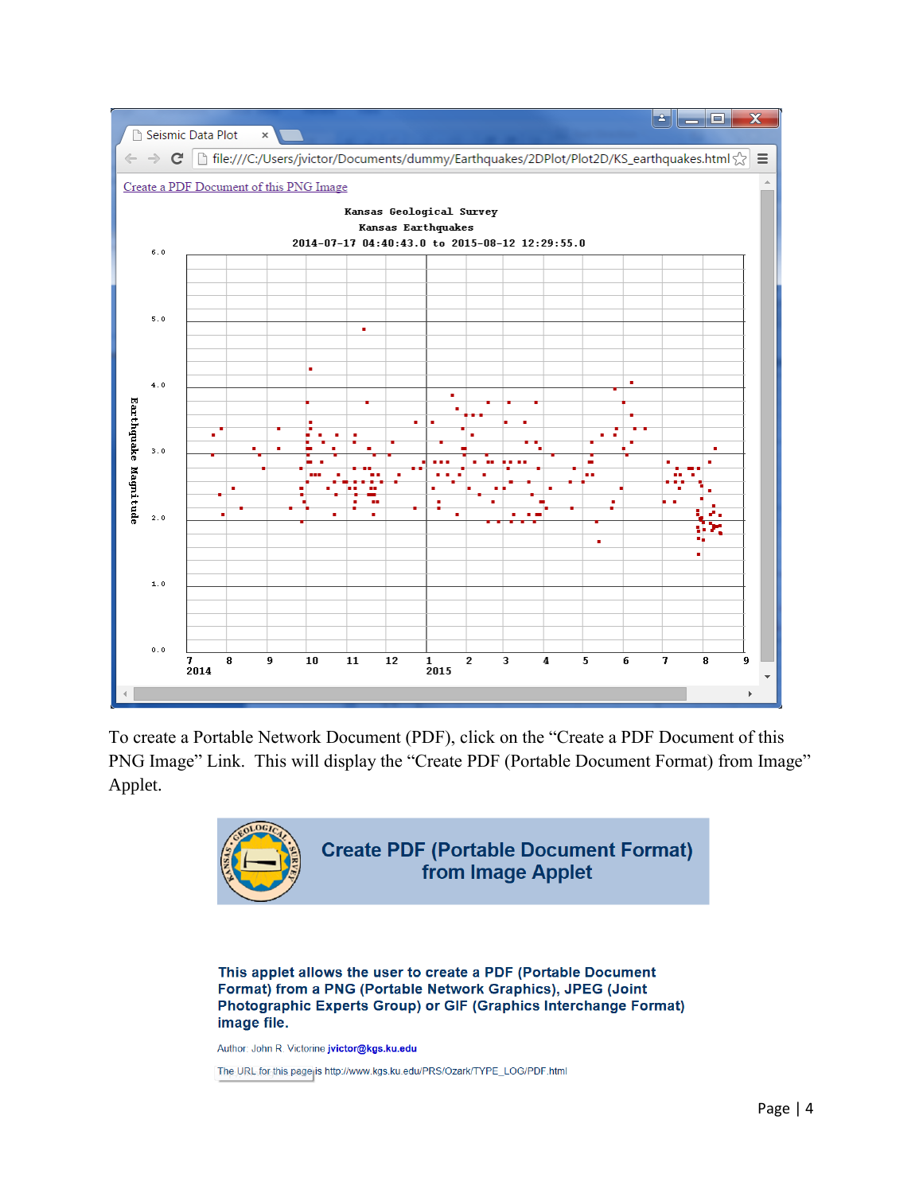To create a Portable Network Document (PDF), click on the “Create a PDF Document of this PNG Image” Link. This will display the “Create PDF (Portable Document Format) from Image” Applet.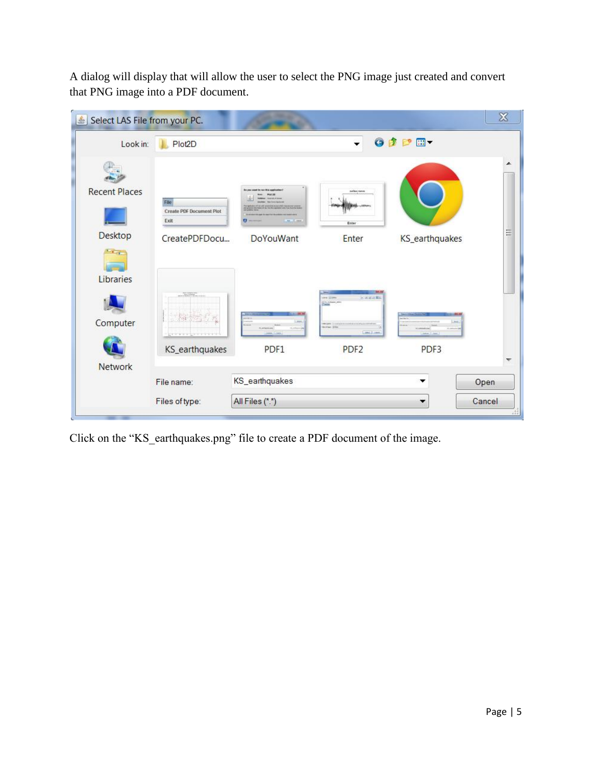A dialog will display that will allow the user to select the PNG image just created and convert that PNG image into a PDF document.

Click on the “KS_earthquakes.png” file to create a PDF document of the image.